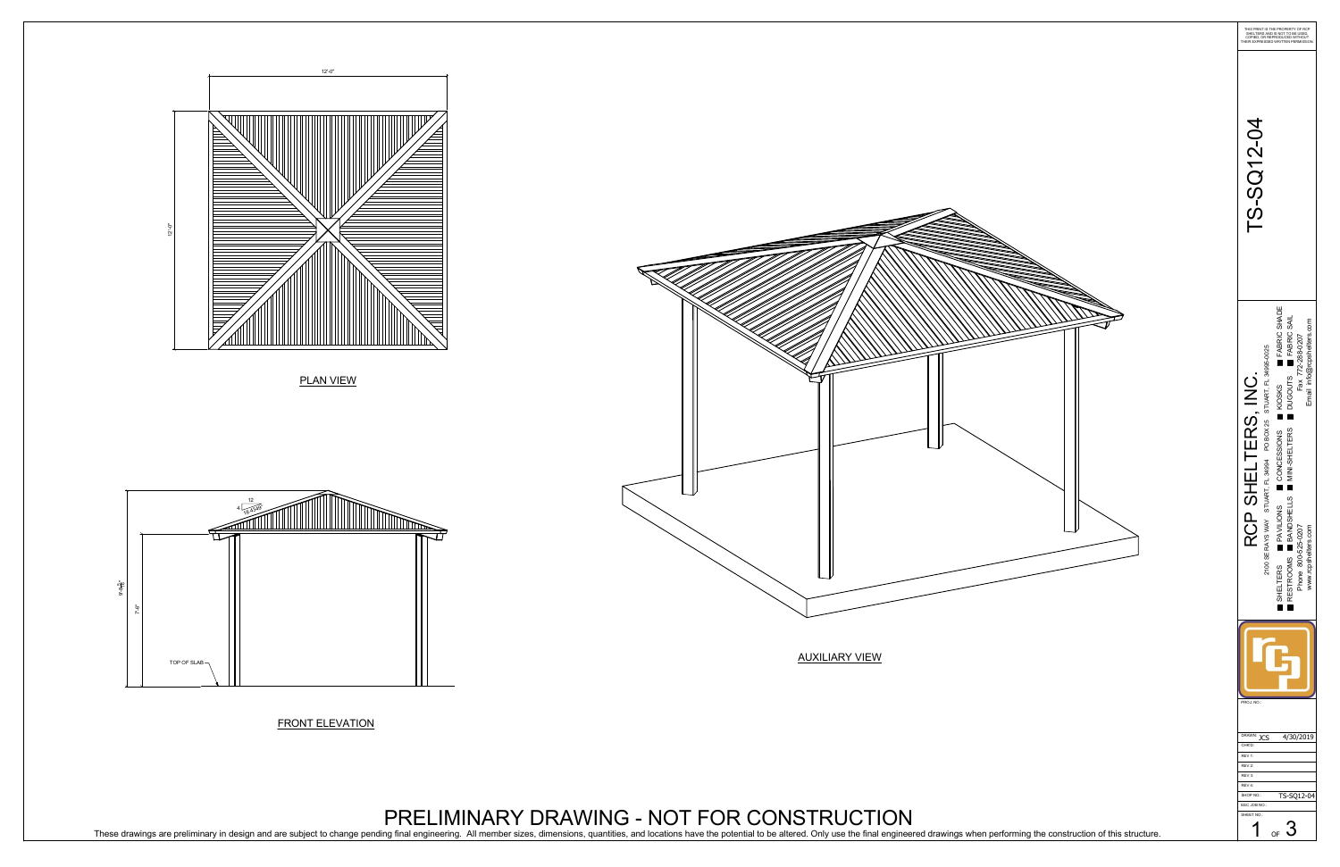PLAN VIEW

12'-0"

12'-0"

FRONT ELEVATION

12
4
18.4349°

9'-6 3/4"

7'-8"

TOP OF SLAB

AUXILIARY VIEW

# PRELIMINARY DRAWING - NOT FOR CONSTRUCTION

These drawings are preliminary in design and are subject to change pending final engineering. All member sizes, dimensions, quantities, and locations have the potential to be altered. Only use the final engineered drawings when performing the construction of this structure.

THIS PRINT IS THE PROPERTY OF RCP SHELTERS AND IS NOT TO BE USED, COPIED, OR REPRODUCED WITHOUT THEIR EXPRESSED WRITTEN PERMISSION.

# TS-SQ12-04

## RCP SHELTERS, INC.

2100 SE RAYS WAY STUART, FL 34994 PO BOX 25 STUART, FL 34995-0025

- SHELTERS
- PAVILIONS
- CONCESSIONS
- KIOSKS
- FABRIC SHADE
- RESTROOMS
- BANDSHELLS
- MINI-SHELTERS
- DUGOUTS
- FABRIC SAIL

Phone 800-525-0207 Fax 772-288-0207
www.rcpshelters.com Email info@rcpshelters.com

| | |
|---|---|
| PROJ. NO.: | |
| DRAWN: JCS | 4/30/2019 |
| CHK'D: | |
| REV 1: | |
| REV 2: | |
| REV 3: | |
| REV 4: | |
| SHOP NO.: | TS-SQ12-04 |
| SEC JOB NO.: | |
| SHEET NO.: | 1 OF 3 |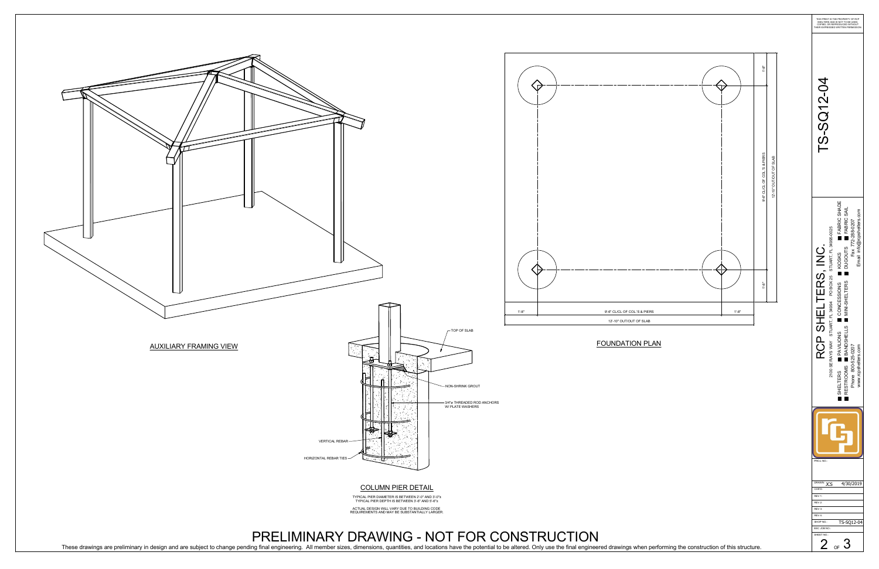## AUXILIARY FRAMING VIEW

## FOUNDATION PLAN

1'-8" | 9'-6" CL/CL OF COL.'S & PIERS | 1'-8"

12'-10" OUT/OUT OF SLAB

1'-8"

9'-6" CL/CL OF COL.'S & PIERS

12'-10" OUT/OUT OF SLAB

1'-8"

## COLUMN PIER DETAIL

TOP OF SLAB

NON-SHRINK GROUT

3/4"⌀ THREADED ROD ANCHORS W/ PLATE WASHERS

VERTICAL REBAR

HORIZONTAL REBAR TIES

TYPICAL PIER DIAMETER IS BETWEEN 2'-0" AND 3'-0"±
TYPICAL PIER DEPTH IS BETWEEN 3'-6" AND 5'-6"±

ACTUAL DESIGN WILL VARY DUE TO BUILDING CODE REQUIREMENTS AND MAY BE SUBSTANTIALLY LARGER.

# PRELIMINARY DRAWING - NOT FOR CONSTRUCTION

These drawings are preliminary in design and are subject to change pending final engineering. All member sizes, dimensions, quantities, and locations have the potential to be altered. Only use the final engineered drawings when performing the construction of this structure.

THIS PRINT IS THE PROPERTY OF RCP SHELTERS AND IS NOT TO BE USED, COPIED, OR REPRODUCED WITHOUT THEIR EXPRESSED WRITTEN PERMISSION.

# TS-SQ12-04

## RCP SHELTERS, INC.

2100 SE RAYS WAY STUART, FL 34994 PO BOX 25 STUART, FL 34995-0025

- SHELTERS
- PAVILIONS
- CONCESSIONS
- KIOSKS
- FABRIC SHADE
- RESTROOMS
- BANDSHELLS
- MINI-SHELTERS
- DUGOUTS
- FABRIC SAIL

Phone: 800-525-2207 Fax: 772-288-0207
www.rcpshelters.com Email: info@rcpshelters.com

| | |
|---|---|
| PROJ. NO.: | |
| DRAWN: JCS | 4/30/2019 |
| CHK'D: | |
| REV 1: | |
| REV 2: | |
| REV 3: | |
| REV 4: | |
| SHOP NO.: | TS-SQ12-04 |
| SEC JOB NO.: | |
| SHEET NO.: | 2 OF 3 |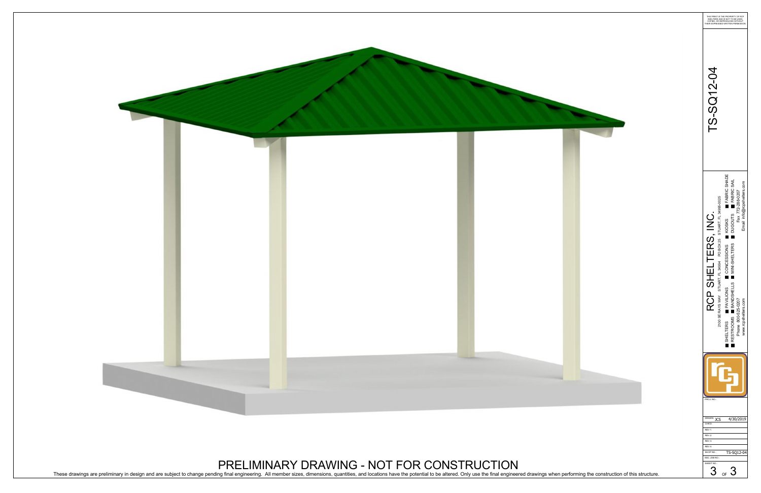THIS PRINT IS THE PROPERTY OF RCP SHELTERS AND IS NOT TO BE USED, COPIED, OR REPRODUCED WITHOUT THEIR EXPRESSED WRITTEN PERMISSION.

# TS-SQ12-04

## RCP SHELTERS, INC.

2100 SE RAYS WAY STUART, FL 34994 PO BOX 25 STUART, FL 34995-0025

- SHELTERS
- PAVILIONS
- CONCESSIONS
- KIOSKS
- FABRIC SHADE
- RESTROOMS
- BANDSHELLS
- MINI-SHELTERS
- DUGOUTS
- FABRIC SAIL

Phone 800-525-0207 Fax 772-288-0207
www.rcpshelters.com Email info@rcpshelters.com

PROJ. NO.:

| | |
|---|---|
| DRAWN: JCS | 4/30/2019 |
| CHK'D: | |
| REV 1: | |
| REV 2: | |
| REV 3: | |
| REV 4: | |
| SHOP NO.: | TS-SQ12-04 |
| SEC JOB NO.: | |
| SHEET NO.: | 3 OF 3 |

# PRELIMINARY DRAWING - NOT FOR CONSTRUCTION

These drawings are preliminary in design and are subject to change pending final engineering. All member sizes, dimensions, quantities, and locations have the potential to be altered. Only use the final engineered drawings when performing the construction of this structure.